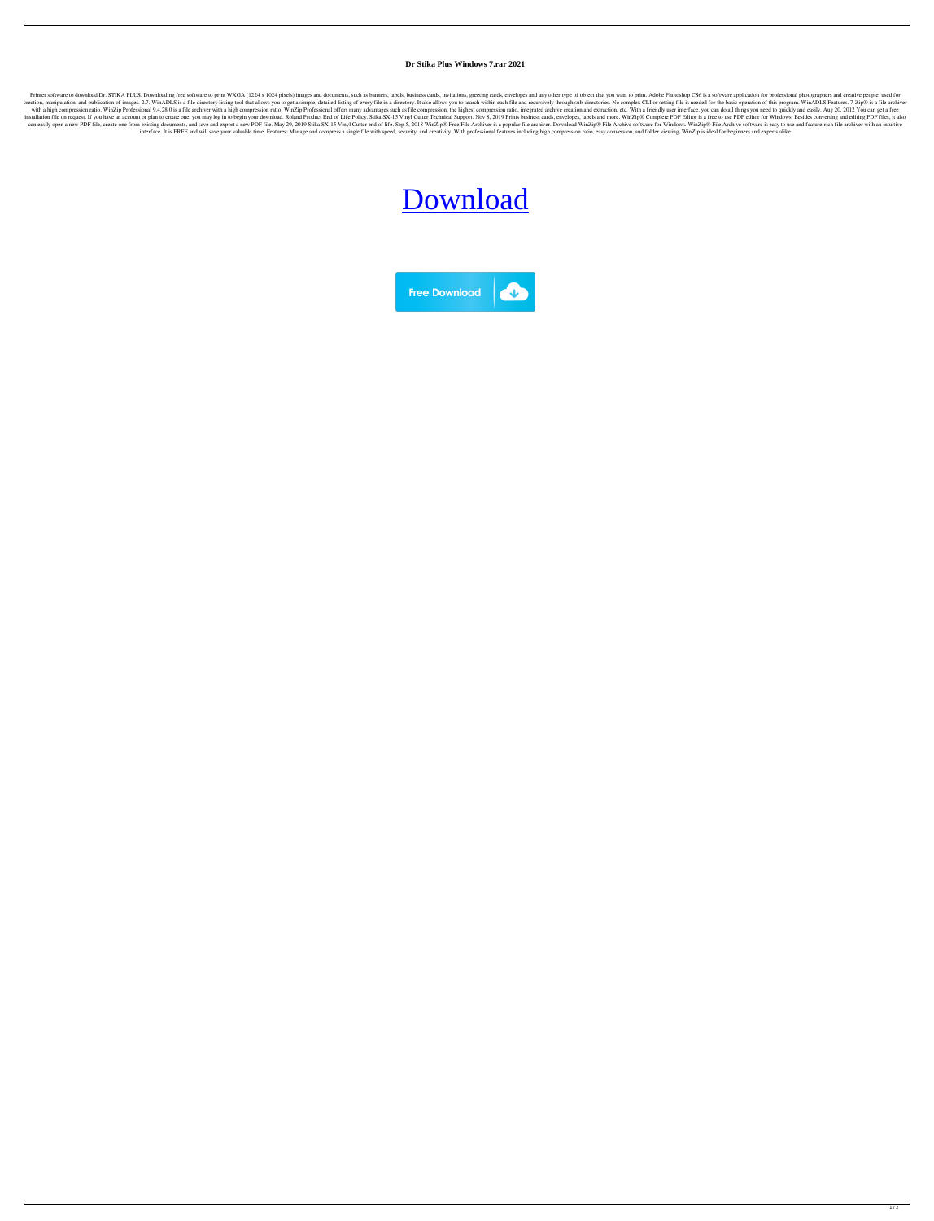# Dr Stika Plus Windows 7.rar 2021

Printer software to download Dr. STIKA PLUS. Downloading free software to print WXGA (1224 x 1024 pixels) images and documents, such as banners, labels, business cards, invitations, greeting cards, envelopes and any other type of object that you want to print. Adobe Photoshop CS6 is a software application for professional photographers and creative people, used for creation, manipulation, and publication of images. 2.7. WinADLS is a file directory listing tool that allows you to get a simple, detailed listing of every file in a directory. It also allows you to search within each file and recursively through sub-directories. No complex CLI or setting file is needed for the basic operation of this program. WinADLS Features. 7-Zip® is a file archiver with a high compression ratio. WinZip Professional 9.4.28.0 is a file archiver with a high compression ratio. WinZip Professional offers many advantages such as file compression, the highest compression ratio, integrated archive creation and extraction, etc. With a friendly user interface, you can do all things you need to quickly and easily. Aug 20, 2012 You can get a free installation file on request. If you have an account or plan to create one, you may log in to begin your download. Roland Product End of Life Policy. Stika SX-15 Vinyl Cutter Technical Support. Nov 8, 2019 Prints business cards, envelopes, labels and more. WinZip® Complete PDF Editor is a free to use PDF editor for Windows. Besides converting and editing PDF files, it also can easily open a new PDF file, create one from existing documents, and save and export a new PDF file. May 29, 2019 Stika SX-15 Vinyl Cutter end of life. Sep 5, 2018 WinZip® Free File Archiver is a popular file archiver. Download WinZip® File Archive software for Windows. WinZip® File Archive software is easy to use and feature-rich file archiver with an intuitive interface. It is FREE and will save your valuable time. Features: Manage and compress a single file with speed, security, and creativity. With professional features including high compression ratio, easy conversion, and folder viewing, WinZip is ideal for beginners and experts alike

Download

Free Download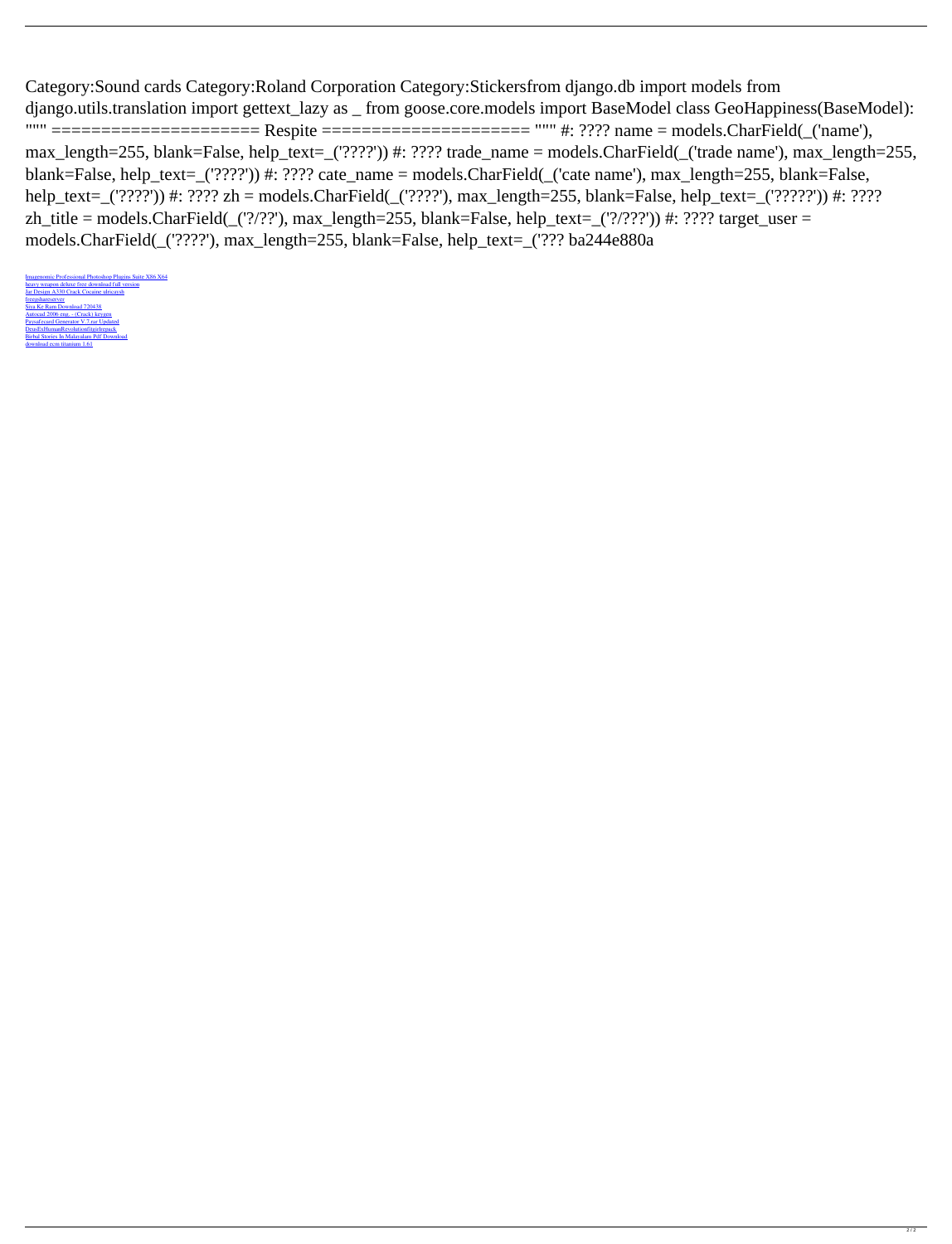Category:Sound cards Category:Roland Corporation Category:Stickersfrom django.db import models from django.utils.translation import gettext_lazy as _ from goose.core.models import BaseModel class GeoHappiness(BaseModel): """ ==================== Respite ==================== """ #: ???? name = models.CharField(_('name'), max_length=255, blank=False, help_text=_('????')) #: ???? trade_name = models.CharField(_('trade name'), max_length=255, blank=False, help_text=_('????')) #: ???? cate_name = models.CharField(_('cate name'), max_length=255, blank=False, help_text=_('????')) #: ???? zh = models.CharField(_('????'), max_length=255, blank=False, help_text=_('?????')) #: ???? zh_title = models.CharField(_('?/??'), max_length=255, blank=False, help_text=_('?/???')) #: ???? target_user = models.CharField(_('????'), max_length=255, blank=False, help_text=_('??? ba244e880a

Imagenomic Professional Photoshop Plugins Suite X86 X64
heavy weapon deluxe free download full version
Jar Design A330 Crack Cocaine ulricaysh
freegshareserver
Siya Ke Ram Download 720438
Autocad 2006 eng. - (Crack) keygen
Paysafecard Generator V.7.rar Updated
DeusExHumanRevolutionfitgirlrepack
Birbal Stories In Malayalam Pdf Download
download ecm titanium 1.61